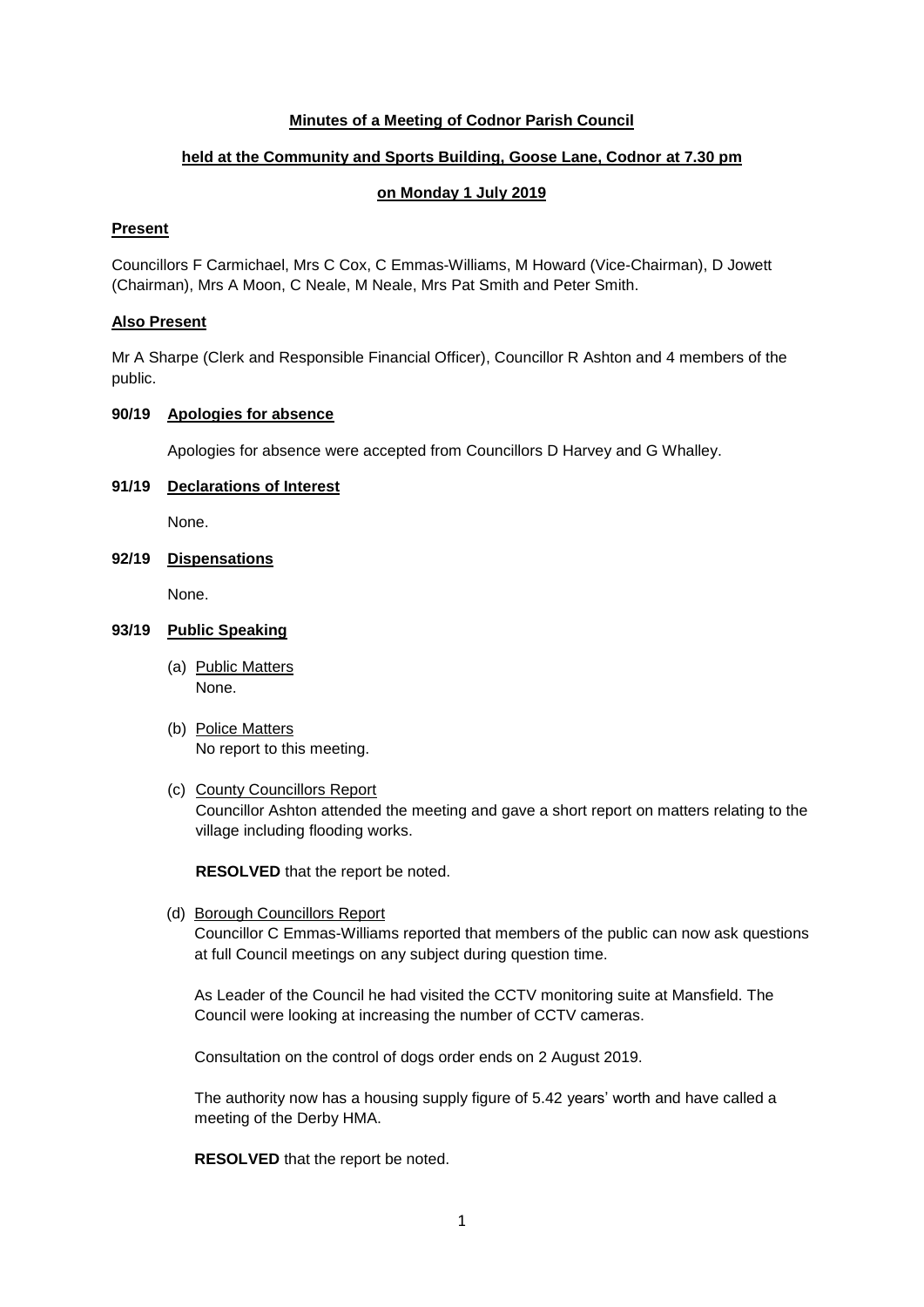# Minutes of a Meeting of Codnor Parish Council

## held at the Community and Sports Building, Goose Lane, Codnor at 7.30 pm

## on Monday 1 July 2019

### Present

Councillors F Carmichael, Mrs C Cox, C Emmas-Williams, M Howard (Vice-Chairman), D Jowett (Chairman), Mrs A Moon, C Neale, M Neale, Mrs Pat Smith and Peter Smith.

### Also Present

Mr A Sharpe (Clerk and Responsible Financial Officer), Councillor R Ashton and 4 members of the public.

### 90/19 Apologies for absence

Apologies for absence were accepted from Councillors D Harvey and G Whalley.

### 91/19 Declarations of Interest

None.

### 92/19 Dispensations

None.

### 93/19 Public Speaking

(a) Public Matters
None.

(b) Police Matters
No report to this meeting.

(c) County Councillors Report
Councillor Ashton attended the meeting and gave a short report on matters relating to the village including flooding works.

**RESOLVED** that the report be noted.

(d) Borough Councillors Report
Councillor C Emmas-Williams reported that members of the public can now ask questions at full Council meetings on any subject during question time.

As Leader of the Council he had visited the CCTV monitoring suite at Mansfield. The Council were looking at increasing the number of CCTV cameras.

Consultation on the control of dogs order ends on 2 August 2019.

The authority now has a housing supply figure of 5.42 years' worth and have called a meeting of the Derby HMA.

**RESOLVED** that the report be noted.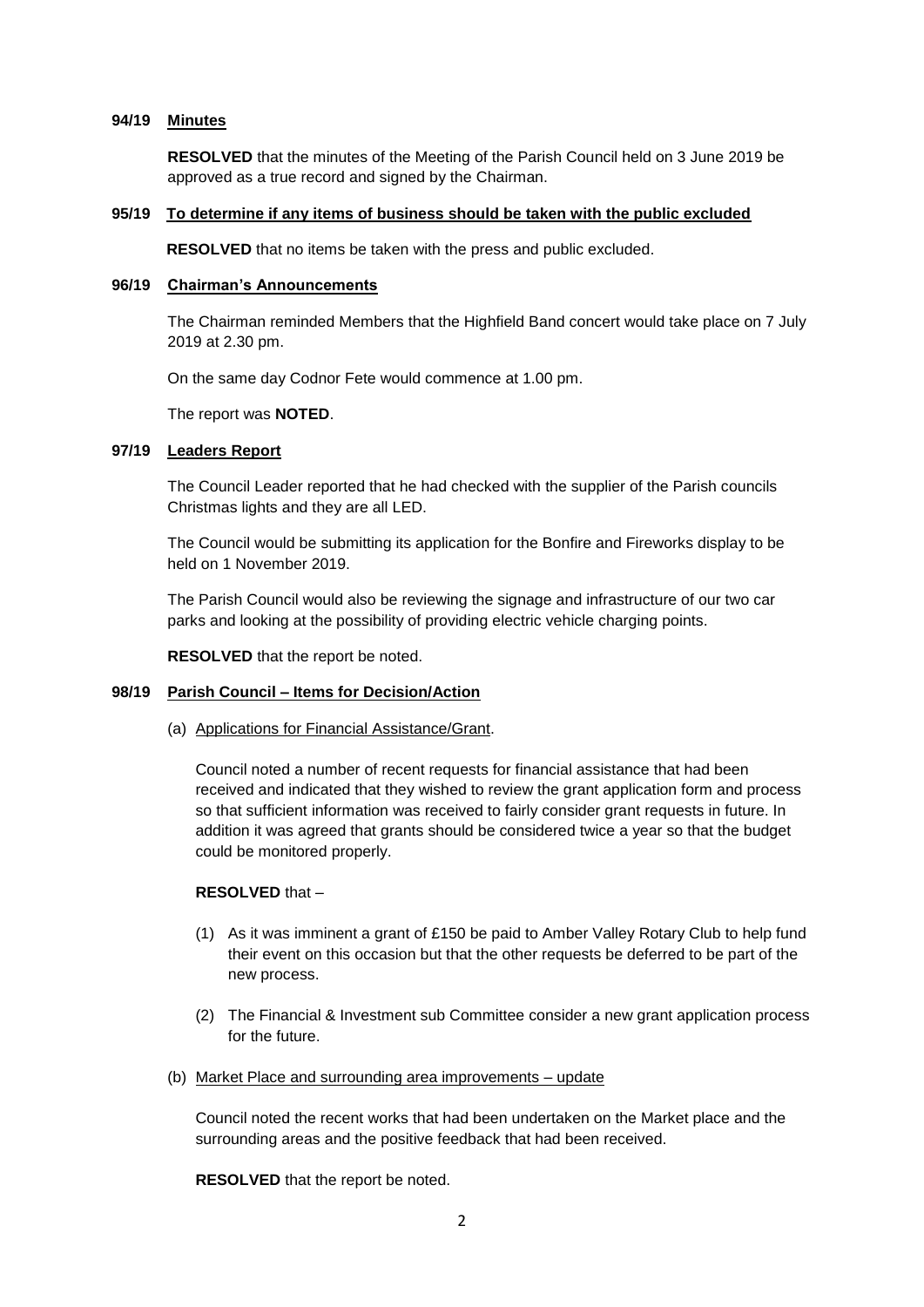### 94/19 Minutes

**RESOLVED** that the minutes of the Meeting of the Parish Council held on 3 June 2019 be approved as a true record and signed by the Chairman.

### 95/19 To determine if any items of business should be taken with the public excluded

**RESOLVED** that no items be taken with the press and public excluded.

### 96/19 Chairman's Announcements

The Chairman reminded Members that the Highfield Band concert would take place on 7 July 2019 at 2.30 pm.

On the same day Codnor Fete would commence at 1.00 pm.

The report was **NOTED**.

### 97/19 Leaders Report

The Council Leader reported that he had checked with the supplier of the Parish councils Christmas lights and they are all LED.

The Council would be submitting its application for the Bonfire and Fireworks display to be held on 1 November 2019.

The Parish Council would also be reviewing the signage and infrastructure of our two car parks and looking at the possibility of providing electric vehicle charging points.

**RESOLVED** that the report be noted.

### 98/19 Parish Council – Items for Decision/Action

(a) Applications for Financial Assistance/Grant.

Council noted a number of recent requests for financial assistance that had been received and indicated that they wished to review the grant application form and process so that sufficient information was received to fairly consider grant requests in future. In addition it was agreed that grants should be considered twice a year so that the budget could be monitored properly.

**RESOLVED** that –

(1) As it was imminent a grant of £150 be paid to Amber Valley Rotary Club to help fund their event on this occasion but that the other requests be deferred to be part of the new process.

(2) The Financial & Investment sub Committee consider a new grant application process for the future.

(b) Market Place and surrounding area improvements – update

Council noted the recent works that had been undertaken on the Market place and the surrounding areas and the positive feedback that had been received.

**RESOLVED** that the report be noted.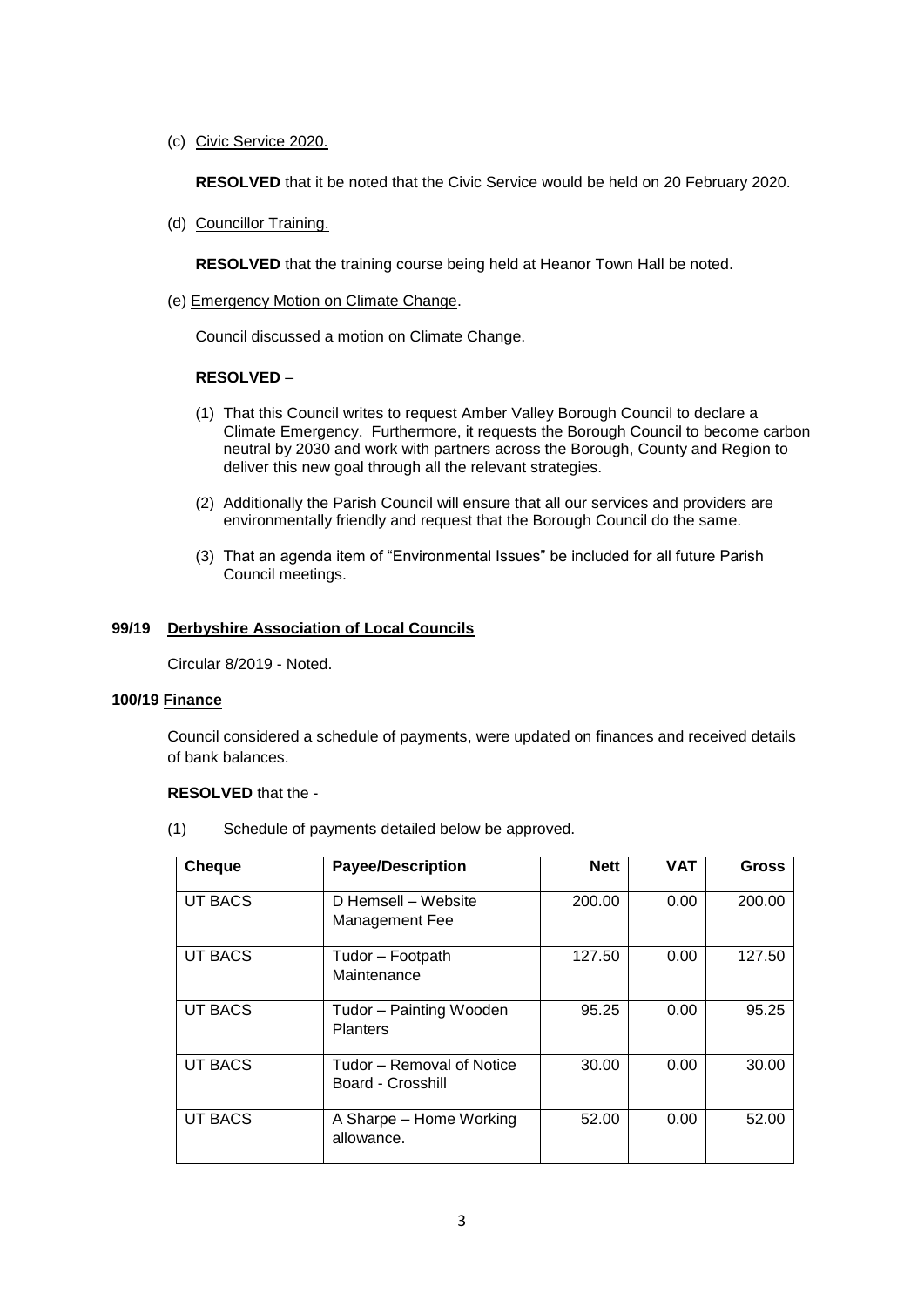(c) Civic Service 2020.

**RESOLVED** that it be noted that the Civic Service would be held on 20 February 2020.

(d) Councillor Training.

**RESOLVED** that the training course being held at Heanor Town Hall be noted.

(e) Emergency Motion on Climate Change.

Council discussed a motion on Climate Change.

**RESOLVED** –

(1) That this Council writes to request Amber Valley Borough Council to declare a Climate Emergency. Furthermore, it requests the Borough Council to become carbon neutral by 2030 and work with partners across the Borough, County and Region to deliver this new goal through all the relevant strategies.

(2) Additionally the Parish Council will ensure that all our services and providers are environmentally friendly and request that the Borough Council do the same.

(3) That an agenda item of "Environmental Issues" be included for all future Parish Council meetings.

**99/19 Derbyshire Association of Local Councils**

Circular 8/2019 - Noted.

**100/19 Finance**

Council considered a schedule of payments, were updated on finances and received details of bank balances.

**RESOLVED** that the -

(1) Schedule of payments detailed below be approved.

| Cheque | Payee/Description | Nett | VAT | Gross |
|---|---|---|---|---|
| UT BACS | D Hemsell – Website Management Fee | 200.00 | 0.00 | 200.00 |
| UT BACS | Tudor – Footpath Maintenance | 127.50 | 0.00 | 127.50 |
| UT BACS | Tudor – Painting Wooden Planters | 95.25 | 0.00 | 95.25 |
| UT BACS | Tudor – Removal of Notice Board - Crosshill | 30.00 | 0.00 | 30.00 |
| UT BACS | A Sharpe – Home Working allowance. | 52.00 | 0.00 | 52.00 |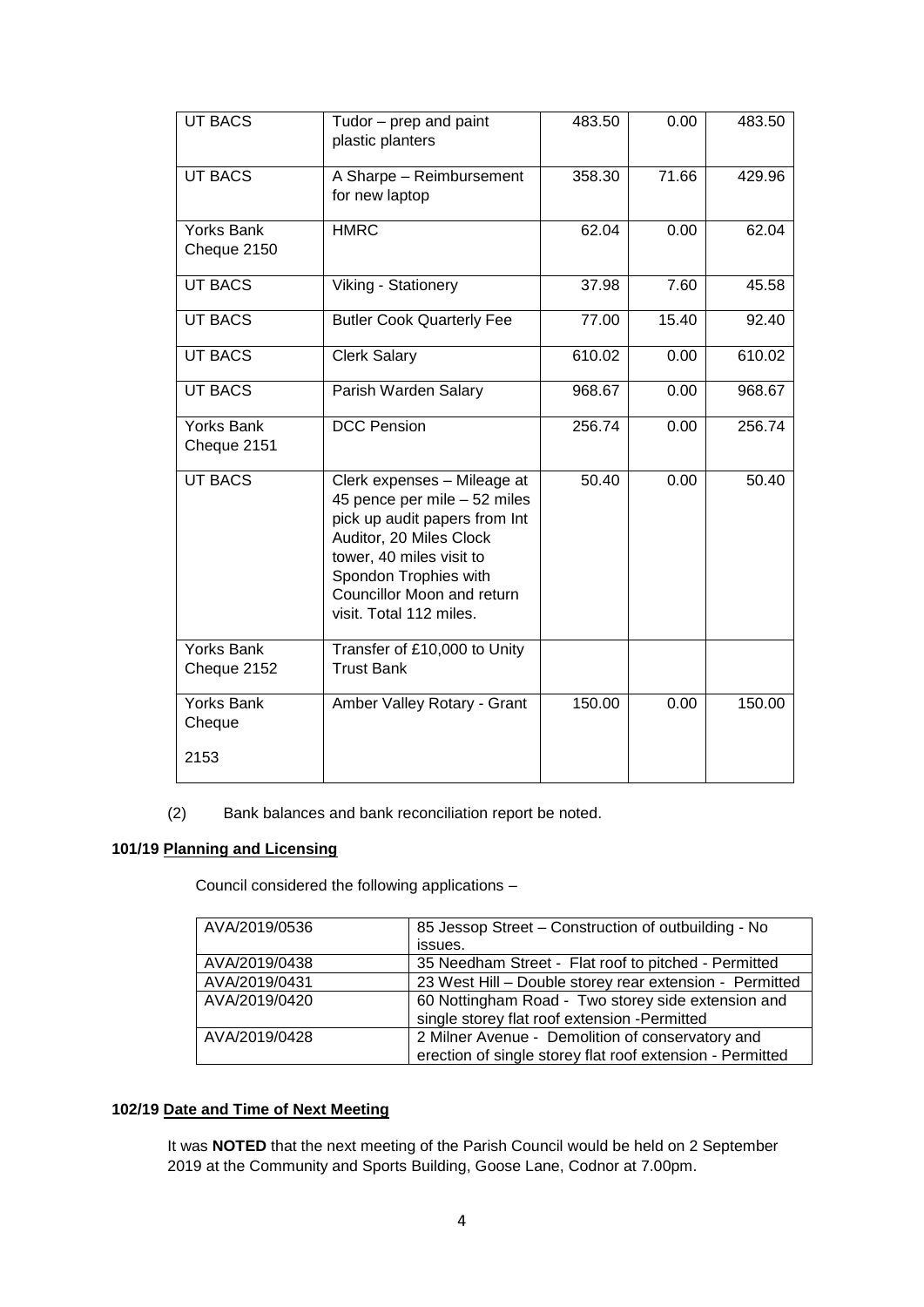| | | | | |
|---|---|---|---|---|
| UT BACS | Tudor – prep and paint plastic planters | 483.50 | 0.00 | 483.50 |
| UT BACS | A Sharpe – Reimbursement for new laptop | 358.30 | 71.66 | 429.96 |
| Yorks Bank Cheque 2150 | HMRC | 62.04 | 0.00 | 62.04 |
| UT BACS | Viking - Stationery | 37.98 | 7.60 | 45.58 |
| UT BACS | Butler Cook Quarterly Fee | 77.00 | 15.40 | 92.40 |
| UT BACS | Clerk Salary | 610.02 | 0.00 | 610.02 |
| UT BACS | Parish Warden Salary | 968.67 | 0.00 | 968.67 |
| Yorks Bank Cheque 2151 | DCC Pension | 256.74 | 0.00 | 256.74 |
| UT BACS | Clerk expenses – Mileage at 45 pence per mile – 52 miles pick up audit papers from Int Auditor, 20 Miles Clock tower, 40 miles visit to Spondon Trophies with Councillor Moon and return visit. Total 112 miles. | 50.40 | 0.00 | 50.40 |
| Yorks Bank Cheque 2152 | Transfer of £10,000 to Unity Trust Bank | | | |
| Yorks Bank Cheque 2153 | Amber Valley Rotary - Grant | 150.00 | 0.00 | 150.00 |

(2) Bank balances and bank reconciliation report be noted.

**101/19 Planning and Licensing**

Council considered the following applications –

| | |
|---|---|
| AVA/2019/0536 | 85 Jessop Street – Construction of outbuilding - No issues. |
| AVA/2019/0438 | 35 Needham Street - Flat roof to pitched - Permitted |
| AVA/2019/0431 | 23 West Hill – Double storey rear extension - Permitted |
| AVA/2019/0420 | 60 Nottingham Road - Two storey side extension and single storey flat roof extension -Permitted |
| AVA/2019/0428 | 2 Milner Avenue - Demolition of conservatory and erection of single storey flat roof extension - Permitted |

**102/19 Date and Time of Next Meeting**

It was **NOTED** that the next meeting of the Parish Council would be held on 2 September 2019 at the Community and Sports Building, Goose Lane, Codnor at 7.00pm.